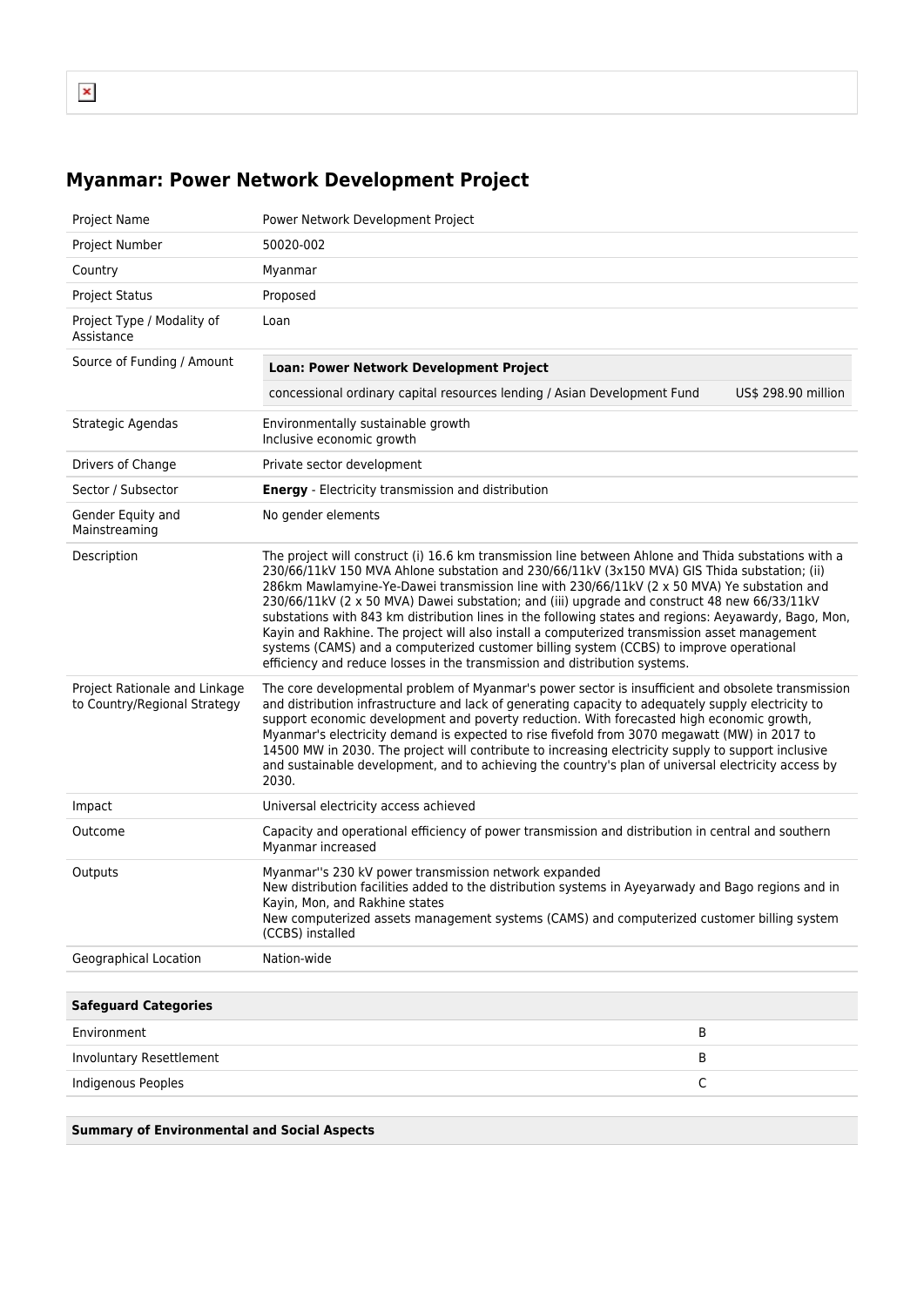# Myanmar: Power Network Development Project

| | |
|---|---|
| Project Name | Power Network Development Project |
| Project Number | 50020-002 |
| Country | Myanmar |
| Project Status | Proposed |
| Project Type / Modality of Assistance | Loan |
| Source of Funding / Amount | **Loan: Power Network Development Project**<br>concessional ordinary capital resources lending / Asian Development Fund — US$ 298.90 million |
| Strategic Agendas | Environmentally sustainable growth<br>Inclusive economic growth |
| Drivers of Change | Private sector development |
| Sector / Subsector | **Energy** - Electricity transmission and distribution |
| Gender Equity and Mainstreaming | No gender elements |
| Description | The project will construct (i) 16.6 km transmission line between Ahlone and Thida substations with a 230/66/11kV 150 MVA Ahlone substation and 230/66/11kV (3x150 MVA) GIS Thida substation; (ii) 286km Mawlamyine-Ye-Dawei transmission line with 230/66/11kV (2 x 50 MVA) Ye substation and 230/66/11kV (2 x 50 MVA) Dawei substation; and (iii) upgrade and construct 48 new 66/33/11kV substations with 843 km distribution lines in the following states and regions: Aeyawardy, Bago, Mon, Kayin and Rakhine. The project will also install a computerized transmission asset management systems (CAMS) and a computerized customer billing system (CCBS) to improve operational efficiency and reduce losses in the transmission and distribution systems. |
| Project Rationale and Linkage to Country/Regional Strategy | The core developmental problem of Myanmar's power sector is insufficient and obsolete transmission and distribution infrastructure and lack of generating capacity to adequately supply electricity to support economic development and poverty reduction. With forecasted high economic growth, Myanmar's electricity demand is expected to rise fivefold from 3070 megawatt (MW) in 2017 to 14500 MW in 2030. The project will contribute to increasing electricity supply to support inclusive and sustainable development, and to achieving the country's plan of universal electricity access by 2030. |
| Impact | Universal electricity access achieved |
| Outcome | Capacity and operational efficiency of power transmission and distribution in central and southern Myanmar increased |
| Outputs | Myanmar''s 230 kV power transmission network expanded<br>New distribution facilities added to the distribution systems in Ayeyarwady and Bago regions and in Kayin, Mon, and Rakhine states<br>New computerized assets management systems (CAMS) and computerized customer billing system (CCBS) installed |
| Geographical Location | Nation-wide |

| Safeguard Categories | |
|---|---|
| Environment | B |
| Involuntary Resettlement | B |
| Indigenous Peoples | C |

**Summary of Environmental and Social Aspects**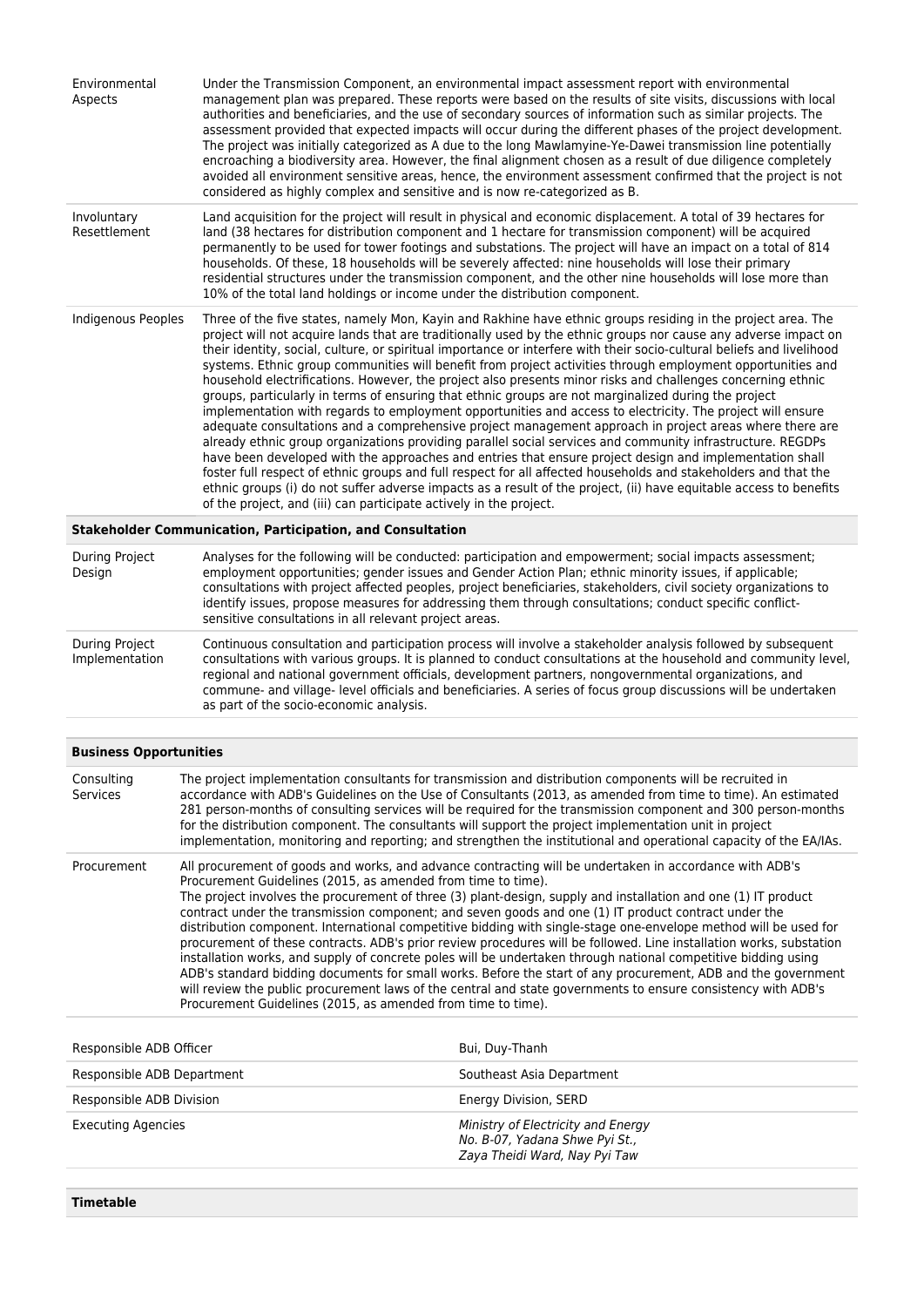| | |
|---|---|
| Environmental Aspects | Under the Transmission Component, an environmental impact assessment report with environmental management plan was prepared. These reports were based on the results of site visits, discussions with local authorities and beneficiaries, and the use of secondary sources of information such as similar projects. The assessment provided that expected impacts will occur during the different phases of the project development. The project was initially categorized as A due to the long Mawlamyine-Ye-Dawei transmission line potentially encroaching a biodiversity area. However, the final alignment chosen as a result of due diligence completely avoided all environment sensitive areas, hence, the environment assessment confirmed that the project is not considered as highly complex and sensitive and is now re-categorized as B. |
| Involuntary Resettlement | Land acquisition for the project will result in physical and economic displacement. A total of 39 hectares for land (38 hectares for distribution component and 1 hectare for transmission component) will be acquired permanently to be used for tower footings and substations. The project will have an impact on a total of 814 households. Of these, 18 households will be severely affected: nine households will lose their primary residential structures under the transmission component, and the other nine households will lose more than 10% of the total land holdings or income under the distribution component. |
| Indigenous Peoples | Three of the five states, namely Mon, Kayin and Rakhine have ethnic groups residing in the project area. The project will not acquire lands that are traditionally used by the ethnic groups nor cause any adverse impact on their identity, social, culture, or spiritual importance or interfere with their socio-cultural beliefs and livelihood systems. Ethnic group communities will benefit from project activities through employment opportunities and household electrifications. However, the project also presents minor risks and challenges concerning ethnic groups, particularly in terms of ensuring that ethnic groups are not marginalized during the project implementation with regards to employment opportunities and access to electricity. The project will ensure adequate consultations and a comprehensive project management approach in project areas where there are already ethnic group organizations providing parallel social services and community infrastructure. REGDPs have been developed with the approaches and entries that ensure project design and implementation shall foster full respect of ethnic groups and full respect for all affected households and stakeholders and that the ethnic groups (i) do not suffer adverse impacts as a result of the project, (ii) have equitable access to benefits of the project, and (iii) can participate actively in the project. |

**Stakeholder Communication, Participation, and Consultation**

| | |
|---|---|
| During Project Design | Analyses for the following will be conducted: participation and empowerment; social impacts assessment; employment opportunities; gender issues and Gender Action Plan; ethnic minority issues, if applicable; consultations with project affected peoples, project beneficiaries, stakeholders, civil society organizations to identify issues, propose measures for addressing them through consultations; conduct specific conflict-sensitive consultations in all relevant project areas. |
| During Project Implementation | Continuous consultation and participation process will involve a stakeholder analysis followed by subsequent consultations with various groups. It is planned to conduct consultations at the household and community level, regional and national government officials, development partners, nongovernmental organizations, and commune- and village- level officials and beneficiaries. A series of focus group discussions will be undertaken as part of the socio-economic analysis. |

**Business Opportunities**

| | |
|---|---|
| Consulting Services | The project implementation consultants for transmission and distribution components will be recruited in accordance with ADB's Guidelines on the Use of Consultants (2013, as amended from time to time). An estimated 281 person-months of consulting services will be required for the transmission component and 300 person-months for the distribution component. The consultants will support the project implementation unit in project implementation, monitoring and reporting; and strengthen the institutional and operational capacity of the EA/IAs. |
| Procurement | All procurement of goods and works, and advance contracting will be undertaken in accordance with ADB's Procurement Guidelines (2015, as amended from time to time).<br>The project involves the procurement of three (3) plant-design, supply and installation and one (1) IT product contract under the transmission component; and seven goods and one (1) IT product contract under the distribution component. International competitive bidding with single-stage one-envelope method will be used for procurement of these contracts. ADB's prior review procedures will be followed. Line installation works, substation installation works, and supply of concrete poles will be undertaken through national competitive bidding using ADB's standard bidding documents for small works. Before the start of any procurement, ADB and the government will review the public procurement laws of the central and state governments to ensure consistency with ADB's Procurement Guidelines (2015, as amended from time to time). |

| | |
|---|---|
| Responsible ADB Officer | Bui, Duy-Thanh |
| Responsible ADB Department | Southeast Asia Department |
| Responsible ADB Division | Energy Division, SERD |
| Executing Agencies | *Ministry of Electricity and Energy*<br>*No. B-07, Yadana Shwe Pyi St.,*<br>*Zaya Theidi Ward, Nay Pyi Taw* |

**Timetable**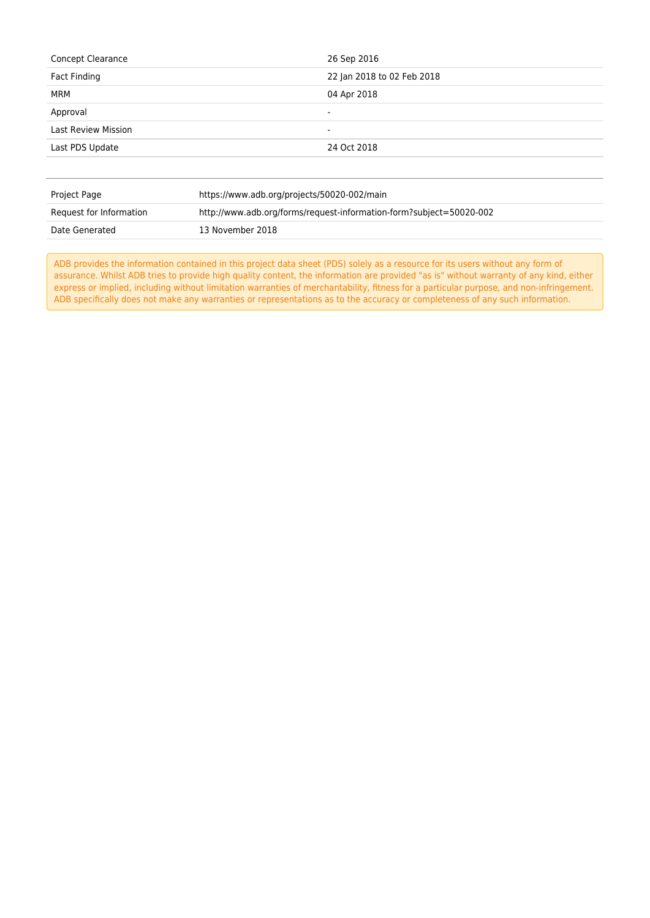| | |
|---|---|
| Concept Clearance | 26 Sep 2016 |
| Fact Finding | 22 Jan 2018 to 02 Feb 2018 |
| MRM | 04 Apr 2018 |
| Approval | - |
| Last Review Mission | - |
| Last PDS Update | 24 Oct 2018 |

| | |
|---|---|
| Project Page | https://www.adb.org/projects/50020-002/main |
| Request for Information | http://www.adb.org/forms/request-information-form?subject=50020-002 |
| Date Generated | 13 November 2018 |

ADB provides the information contained in this project data sheet (PDS) solely as a resource for its users without any form of assurance. Whilst ADB tries to provide high quality content, the information are provided "as is" without warranty of any kind, either express or implied, including without limitation warranties of merchantability, fitness for a particular purpose, and non-infringement. ADB specifically does not make any warranties or representations as to the accuracy or completeness of any such information.